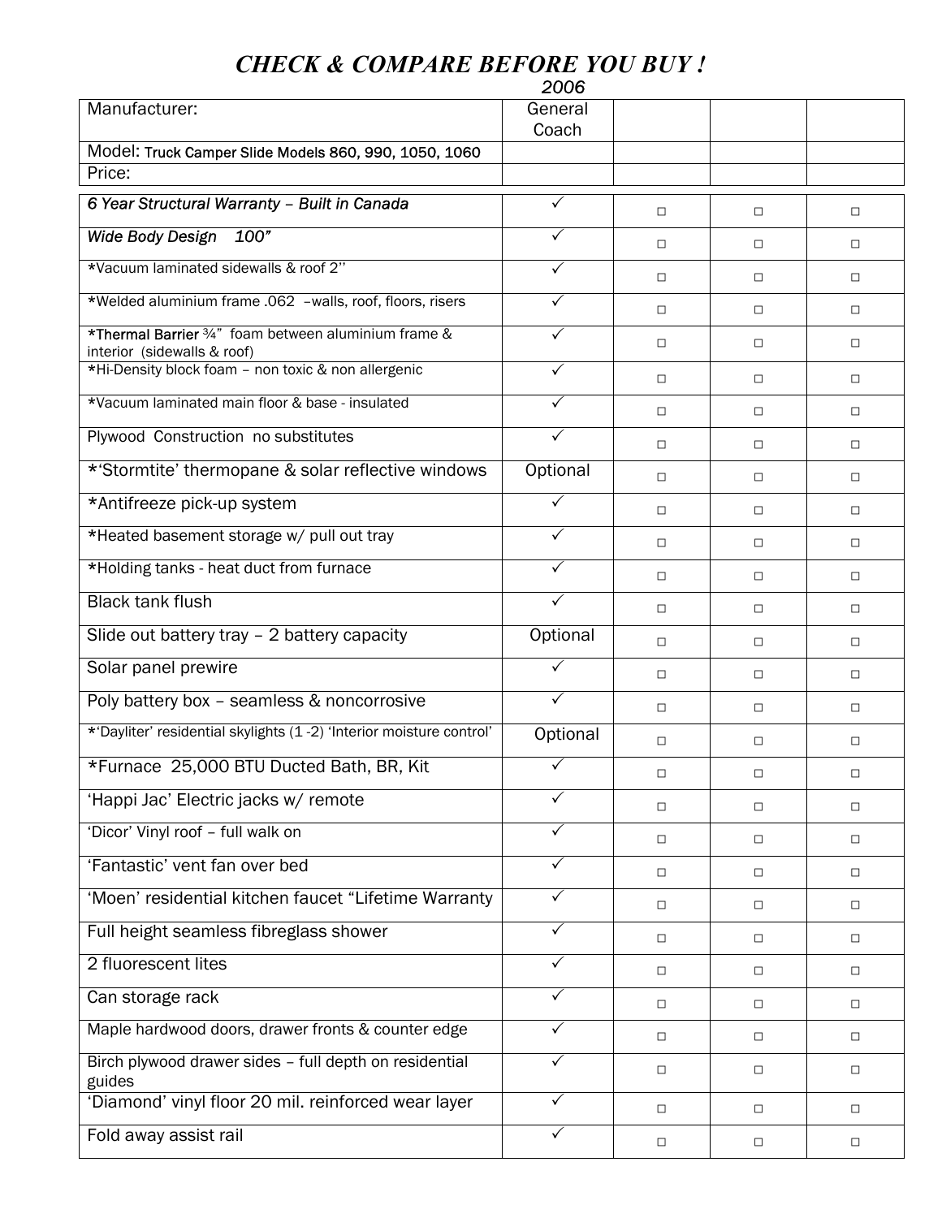# *CHECK & COMPARE BEFORE YOU BUY !*

*2006*

| Manufacturer: | General Coach | | | |
|---|---|---|---|---|
| Model: Truck Camper Slide Models 860, 990, 1050, 1060 | | | | |
| Price: | | | | |
| *6 Year Structural Warranty – Built in Canada* | ✓ | □ | □ | □ |
| *Wide Body Design 100"* | ✓ | □ | □ | □ |
| *Vacuum laminated sidewalls & roof 2'' | ✓ | □ | □ | □ |
| *Welded aluminium frame .062 –walls, roof, floors, risers | ✓ | □ | □ | □ |
| *Thermal Barrier ¾" foam between aluminium frame & interior (sidewalls & roof) | ✓ | □ | □ | □ |
| *Hi-Density block foam – non toxic & non allergenic | ✓ | □ | □ | □ |
| *Vacuum laminated main floor & base - insulated | ✓ | □ | □ | □ |
| Plywood Construction no substitutes | ✓ | □ | □ | □ |
| *'Stormtite' thermopane & solar reflective windows | Optional | □ | □ | □ |
| *Antifreeze pick-up system | ✓ | □ | □ | □ |
| *Heated basement storage w/ pull out tray | ✓ | □ | □ | □ |
| *Holding tanks - heat duct from furnace | ✓ | □ | □ | □ |
| Black tank flush | ✓ | □ | □ | □ |
| Slide out battery tray – 2 battery capacity | Optional | □ | □ | □ |
| Solar panel prewire | ✓ | □ | □ | □ |
| Poly battery box – seamless & noncorrosive | ✓ | □ | □ | □ |
| *'Dayliter' residential skylights (1 -2) 'Interior moisture control' | Optional | □ | □ | □ |
| *Furnace 25,000 BTU Ducted Bath, BR, Kit | ✓ | □ | □ | □ |
| 'Happi Jac' Electric jacks w/ remote | ✓ | □ | □ | □ |
| 'Dicor' Vinyl roof – full walk on | ✓ | □ | □ | □ |
| 'Fantastic' vent fan over bed | ✓ | □ | □ | □ |
| 'Moen' residential kitchen faucet "Lifetime Warranty | ✓ | □ | □ | □ |
| Full height seamless fibreglass shower | ✓ | □ | □ | □ |
| 2 fluorescent lites | ✓ | □ | □ | □ |
| Can storage rack | ✓ | □ | □ | □ |
| Maple hardwood doors, drawer fronts & counter edge | ✓ | □ | □ | □ |
| Birch plywood drawer sides – full depth on residential guides | ✓ | □ | □ | □ |
| 'Diamond' vinyl floor 20 mil. reinforced wear layer | ✓ | □ | □ | □ |
| Fold away assist rail | ✓ | □ | □ | □ |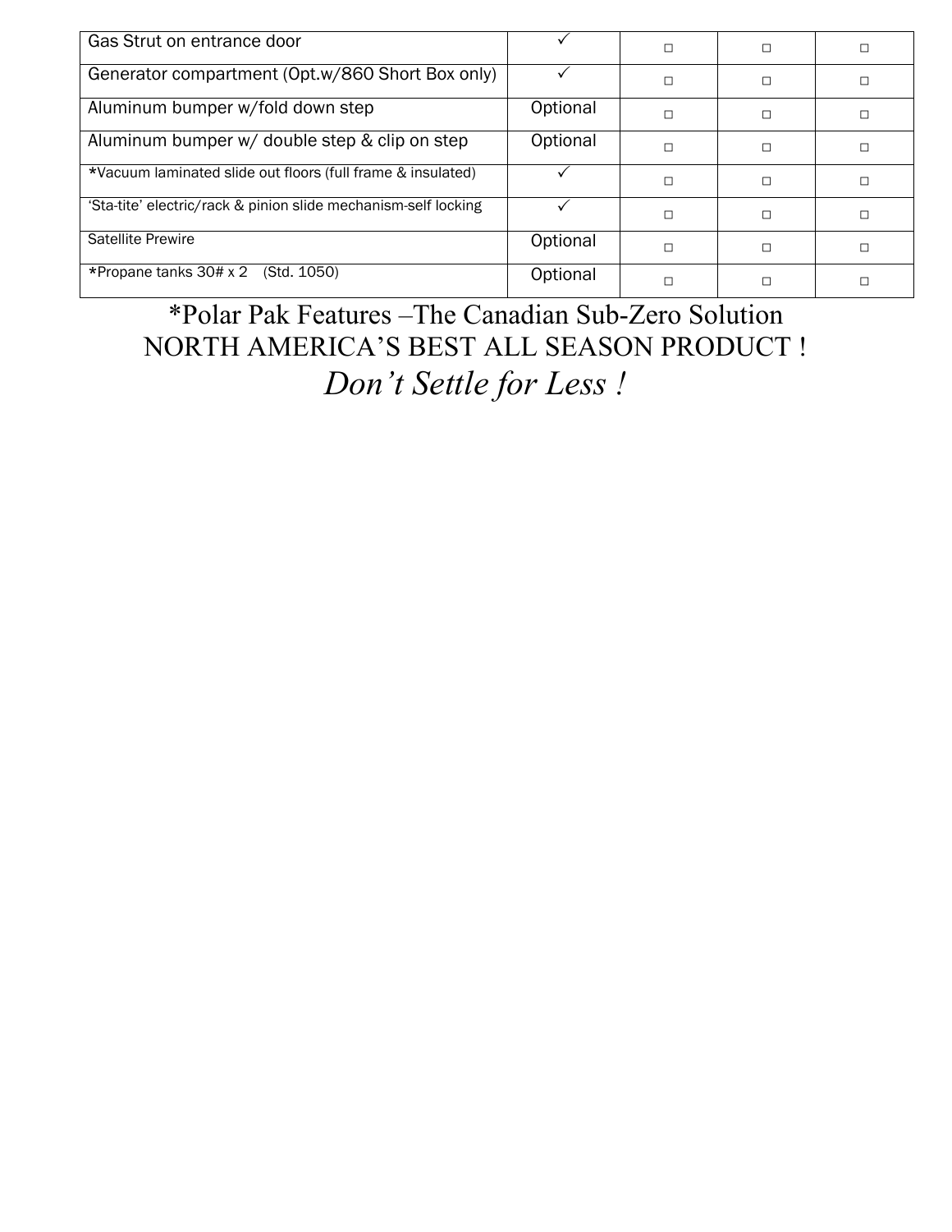| | | | | |
|---|---|---|---|---|
| Gas Strut on entrance door | ✓ | □ | □ | □ |
| Generator compartment (Opt.w/860 Short Box only) | ✓ | □ | □ | □ |
| Aluminum bumper w/fold down step | Optional | □ | □ | □ |
| Aluminum bumper w/ double step & clip on step | Optional | □ | □ | □ |
| *Vacuum laminated slide out floors (full frame & insulated) | ✓ | □ | □ | □ |
| 'Sta-tite' electric/rack & pinion slide mechanism-self locking | ✓ | □ | □ | □ |
| Satellite Prewire | Optional | □ | □ | □ |
| *Propane tanks 30# x 2 (Std. 1050) | Optional | □ | □ | □ |

*Polar Pak Features –The Canadian Sub-Zero Solution

NORTH AMERICA'S BEST ALL SEASON PRODUCT !

*Don't Settle for Less !*